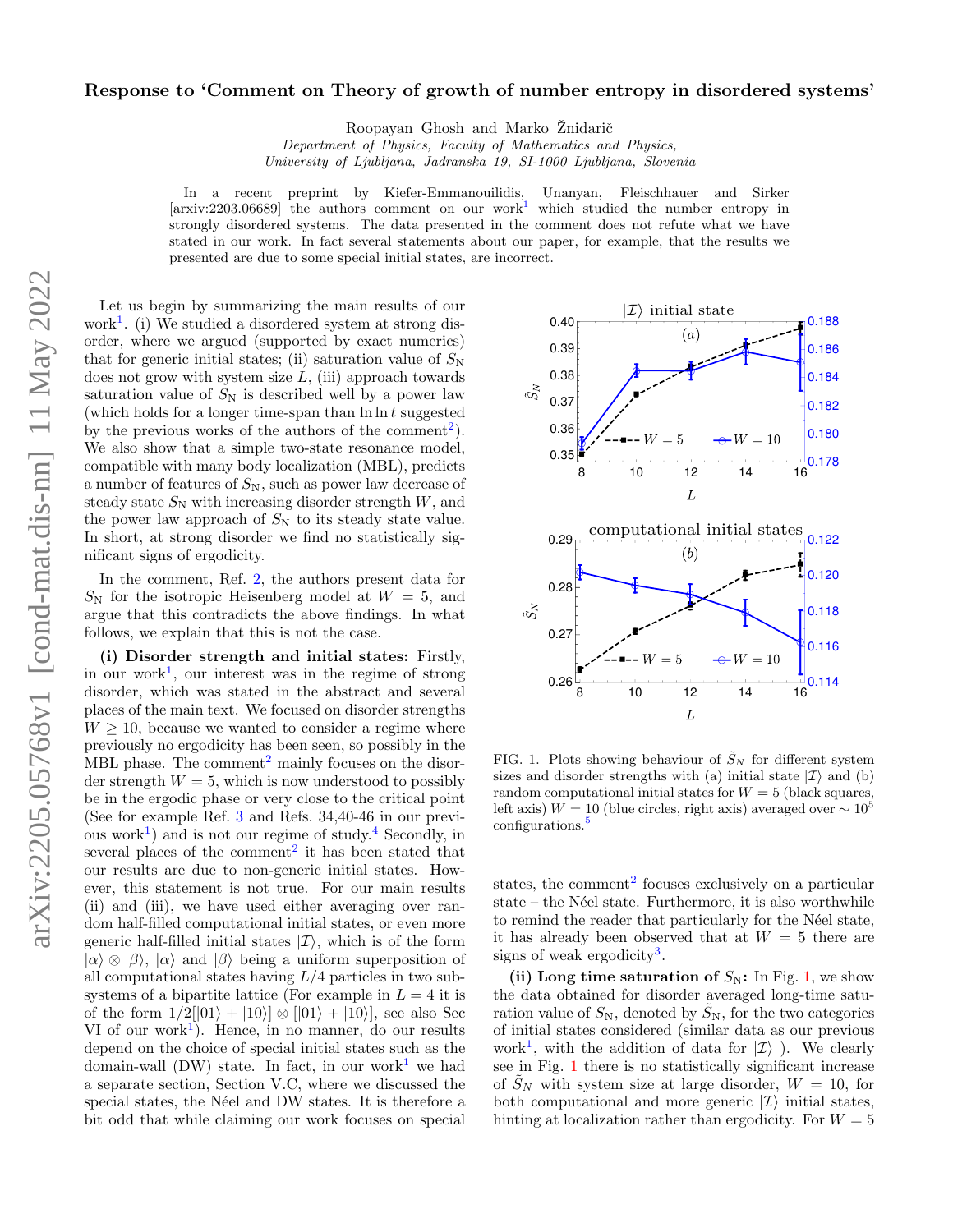# Response to 'Comment on Theory of growth of number entropy in disordered systems'

Roopayan Ghosh and Marko Žnidarič

*Department of Physics, Faculty of Mathematics and Physics, University of Ljubljana, Jadranska 19, SI-1000 Ljubljana, Slovenia*

In a recent preprint by Kiefer-Emmanouilidis, Unanyan, Fleischhauer and Sirker [arxiv:2203.06689] the authors comment on our work[1] which studied the number entropy in strongly disordered systems. The data presented in the comment does not refute what we have stated in our work. In fact several statements about our paper, for example, that the results we presented are due to some special initial states, are incorrect.

Let us begin by summarizing the main results of our work[1]. (i) We studied a disordered system at strong disorder, where we argued (supported by exact numerics) that for generic initial states; (ii) saturation value of $S_{\rm N}$ does not grow with system size $L$, (iii) approach towards saturation value of $S_{\rm N}$ is described well by a power law (which holds for a longer time-span than $\ln \ln t$ suggested by the previous works of the authors of the comment[2]). We also show that a simple two-state resonance model, compatible with many body localization (MBL), predicts a number of features of $S_{\rm N}$, such as power law decrease of steady state $S_{\rm N}$ with increasing disorder strength $W$, and the power law approach of $S_{\rm N}$ to its steady state value. In short, at strong disorder we find no statistically significant signs of ergodicity.

In the comment, Ref. 2, the authors present data for $S_{\rm N}$ for the isotropic Heisenberg model at $W = 5$, and argue that this contradicts the above findings. In what follows, we explain that this is not the case.

**(i) Disorder strength and initial states:** Firstly, in our work[1], our interest was in the regime of strong disorder, which was stated in the abstract and several places of the main text. We focused on disorder strengths $W \geq 10$, because we wanted to consider a regime where previously no ergodicity has been seen, so possibly in the MBL phase. The comment[2] mainly focuses on the disorder strength $W = 5$, which is now understood to possibly be in the ergodic phase or very close to the critical point (See for example Ref. 3 and Refs. 34,40-46 in our previous work[1]) and is not our regime of study.[4] Secondly, in several places of the comment[2] it has been stated that our results are due to non-generic initial states. However, this statement is not true. For our main results (ii) and (iii), we have used either averaging over random half-filled computational initial states, or even more generic half-filled initial states $|\mathcal{I}\rangle$, which is of the form $|\alpha\rangle \otimes |\beta\rangle$, $|\alpha\rangle$ and $|\beta\rangle$ being a uniform superposition of all computational states having $L/4$ particles in two subsystems of a bipartite lattice (For example in $L = 4$ it is of the form $1/2[|01\rangle + |10\rangle] \otimes [|01\rangle + |10\rangle]$, see also Sec VI of our work[1]). Hence, in no manner, do our results depend on the choice of special initial states such as the domain-wall (DW) state. In fact, in our work[1] we had a separate section, Section V.C, where we discussed the special states, the Néel and DW states. It is therefore a bit odd that while claiming our work focuses on special states, the comment[2] focuses exclusively on a particular state – the Néel state. Furthermore, it is also worthwhile to remind the reader that particularly for the Néel state, it has already been observed that at $W = 5$ there are signs of weak ergodicity[3].

FIG. 1. Plots showing behaviour of $\tilde{S}_N$ for different system sizes and disorder strengths with (a) initial state $|\mathcal{I}\rangle$ and (b) random computational initial states for $W = 5$ (black squares, left axis) $W = 10$ (blue circles, right axis) averaged over $\sim 10^5$ configurations.[5]

**(ii) Long time saturation of $S_{\rm N}$:** In Fig. 1, we show the data obtained for disorder averaged long-time saturation value of $S_{\rm N}$, denoted by $\tilde{S}_{\rm N}$, for the two categories of initial states considered (similar data as our previous work[1], with the addition of data for $|\mathcal{I}\rangle$ ). We clearly see in Fig. 1 there is no statistically significant increase of $\tilde{S}_N$ with system size at large disorder, $W = 10$, for both computational and more generic $|\mathcal{I}\rangle$ initial states, hinting at localization rather than ergodicity. For $W = 5$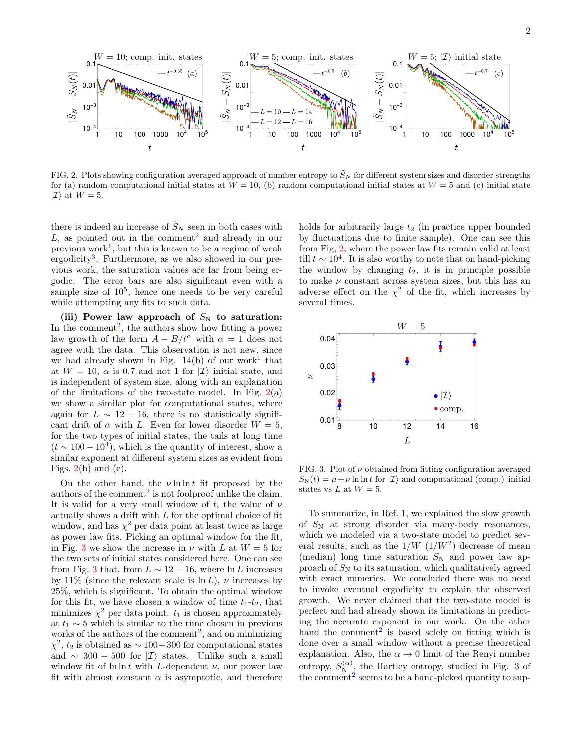FIG. 2. Plots showing configuration averaged approach of number entropy to $\tilde{S}_N$ for different system sizes and disorder strengths for (a) random computational initial states at $W = 10$, (b) random computational initial states at $W = 5$ and (c) initial state $|\mathcal{I}\rangle$ at $W = 5$.

there is indeed an increase of $\tilde{S}_N$ seen in both cases with $L$, as pointed out in the comment[2] and already in our previous work[1], but this is known to be a regime of weak ergodicity[3]. Furthermore, as we also showed in our previous work, the saturation values are far from being ergodic. The error bars are also significant even with a sample size of $10^5$, hence one needs to be very careful while attempting any fits to such data.

**(iii) Power law approach of $S_{\rm N}$ to saturation:** In the comment[2], the authors show how fitting a power law growth of the form $A - B/t^{\alpha}$ with $\alpha = 1$ does not agree with the data. This observation is not new, since we had already shown in Fig. 14(b) of our work[1] that at $W = 10$, $\alpha$ is 0.7 and not 1 for $|\mathcal{I}\rangle$ initial state, and is independent of system size, along with an explanation of the limitations of the two-state model. In Fig. 2(a) we show a similar plot for computational states, where again for $L \sim 12 - 16$, there is no statistically significant drift of $\alpha$ with $L$. Even for lower disorder $W = 5$, for the two types of initial states, the tails at long time ($t \sim 100 - 10^4$), which is the quantity of interest, show a similar exponent at different system sizes as evident from Figs. 2(b) and (c).

On the other hand, the $\nu \ln \ln t$ fit proposed by the authors of the comment[2] is not foolproof unlike the claim. It is valid for a very small window of $t$, the value of $\nu$ actually shows a drift with $L$ for the optimal choice of fit window, and has $\chi^2$ per data point at least twice as large as power law fits. Picking an optimal window for the fit, in Fig. 3 we show the increase in $\nu$ with $L$ at $W = 5$ for the two sets of initial states considered here. One can see from Fig. 3 that, from $L \sim 12 - 16$, where $\ln L$ increases by 11% (since the relevant scale is $\ln L$), $\nu$ increases by 25%, which is significant. To obtain the optimal window for this fit, we have chosen a window of time $t_1$-$t_2$, that minimizes $\chi^2$ per data point. $t_1$ is chosen approximately at $t_1 \sim 5$ which is similar to the time chosen in previous works of the authors of the comment[2], and on minimizing $\chi^2$, $t_2$ is obtained as $\sim 100 - 300$ for computational states and $\sim 300 - 500$ for $|\mathcal{I}\rangle$ states. Unlike such a small window fit of $\ln \ln t$ with $L$-dependent $\nu$, our power law fit with almost constant $\alpha$ is asymptotic, and therefore holds for arbitrarily large $t_2$ (in practice upper bounded by fluctuations due to finite sample). One can see this from Fig, 2, where the power law fits remain valid at least till $t \sim 10^4$. It is also worthy to note that on hand-picking the window by changing $t_2$, it is in principle possible to make $\nu$ constant across system sizes, but this has an adverse effect on the $\chi^2$ of the fit, which increases by several times.

FIG. 3. Plot of $\nu$ obtained from fitting configuration averaged $S_{\rm N}(t) = \mu + \nu \ln \ln t$ for $|\mathcal{I}\rangle$ and computational (comp.) initial states vs $L$ at $W = 5$.

To summarize, in Ref. 1, we explained the slow growth of $S_{\rm N}$ at strong disorder via many-body resonances, which we modeled via a two-state model to predict several results, such as the $1/W$ ($1/W^2$) decrease of mean (median) long time saturation $S_{\rm N}$ and power law approach of $S_{\rm N}$ to its saturation, which qualitatively agreed with exact numerics. We concluded there was no need to invoke eventual ergodicity to explain the observed growth. We never claimed that the two-state model is perfect and had already shown its limitations in predicting the accurate exponent in our work. On the other hand the comment[2] is based solely on fitting which is done over a small window without a precise theoretical explanation. Also, the $\alpha \to 0$ limit of the Renyi number entropy, $S_{\rm N}^{(\alpha)}$, the Hartley entropy, studied in Fig. 3 of the comment[2] seems to be a hand-picked quantity to sup-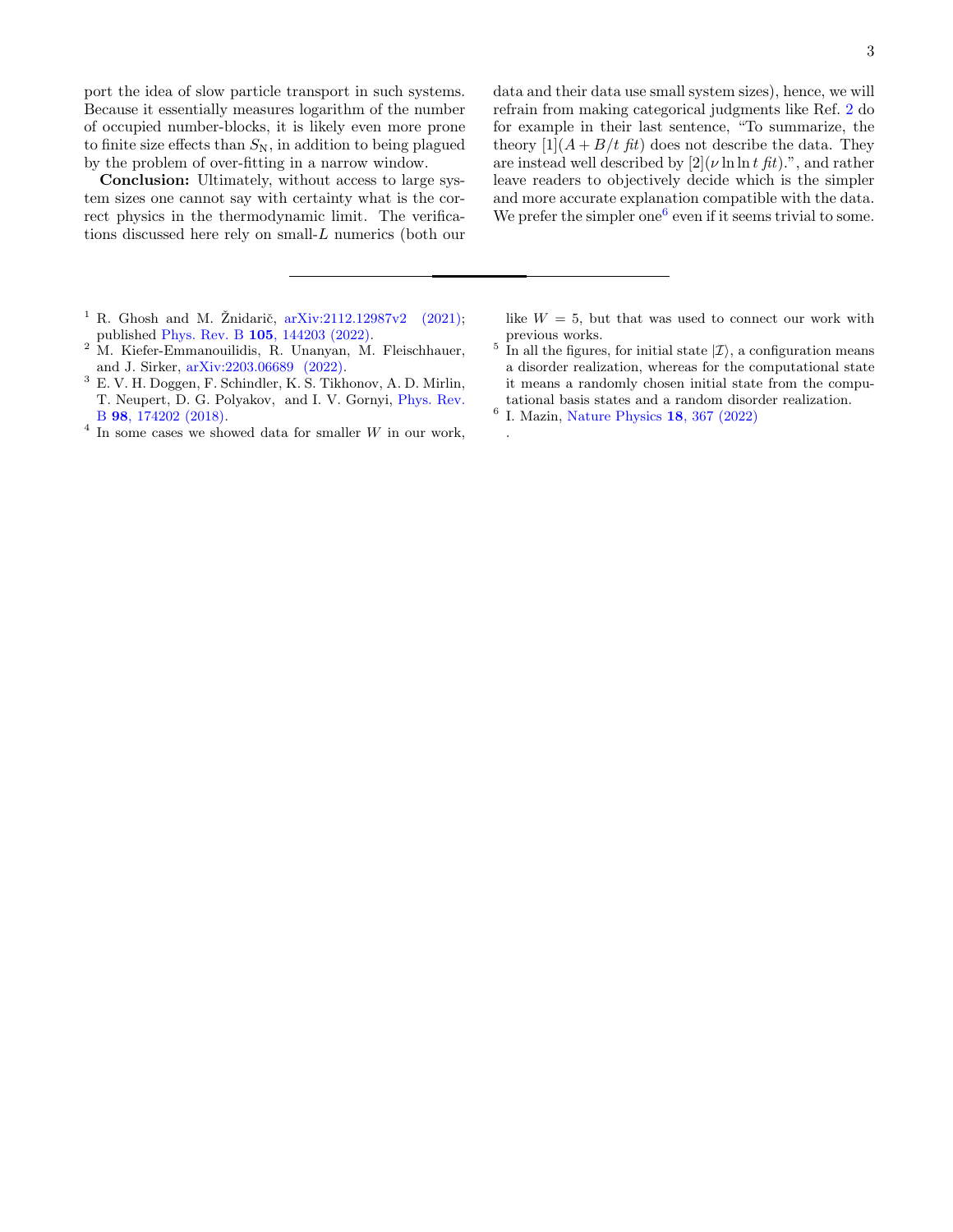port the idea of slow particle transport in such systems. Because it essentially measures logarithm of the number of occupied number-blocks, it is likely even more prone to finite size effects than $S_{\mathrm{N}}$, in addition to being plagued by the problem of over-fitting in a narrow window.

**Conclusion:** Ultimately, without access to large system sizes one cannot say with certainty what is the correct physics in the thermodynamic limit. The verifications discussed here rely on small-$L$ numerics (both our data and their data use small system sizes), hence, we will refrain from making categorical judgments like Ref. [2] do for example in their last sentence, "To summarize, the theory [1]($A + B/t$ *fit*) does not describe the data. They are instead well described by [2]($\nu \ln \ln t$ *fit*).", and rather leave readers to objectively decide which is the simpler and more accurate explanation compatible with the data. We prefer the simpler one[6] even if it seems trivial to some.

---

[1] R. Ghosh and M. Žnidarič, arXiv:2112.12987v2 (2021); published Phys. Rev. B **105**, 144203 (2022).

[2] M. Kiefer-Emmanouilidis, R. Unanyan, M. Fleischhauer, and J. Sirker, arXiv:2203.06689 (2022).

[3] E. V. H. Doggen, F. Schindler, K. S. Tikhonov, A. D. Mirlin, T. Neupert, D. G. Polyakov, and I. V. Gornyi, Phys. Rev. B **98**, 174202 (2018).

[4] In some cases we showed data for smaller $W$ in our work, like $W = 5$, but that was used to connect our work with previous works.

[5] In all the figures, for initial state $|\mathcal{I}\rangle$, a configuration means a disorder realization, whereas for the computational state it means a randomly chosen initial state from the computational basis states and a random disorder realization.

[6] I. Mazin, Nature Physics **18**, 367 (2022)
.